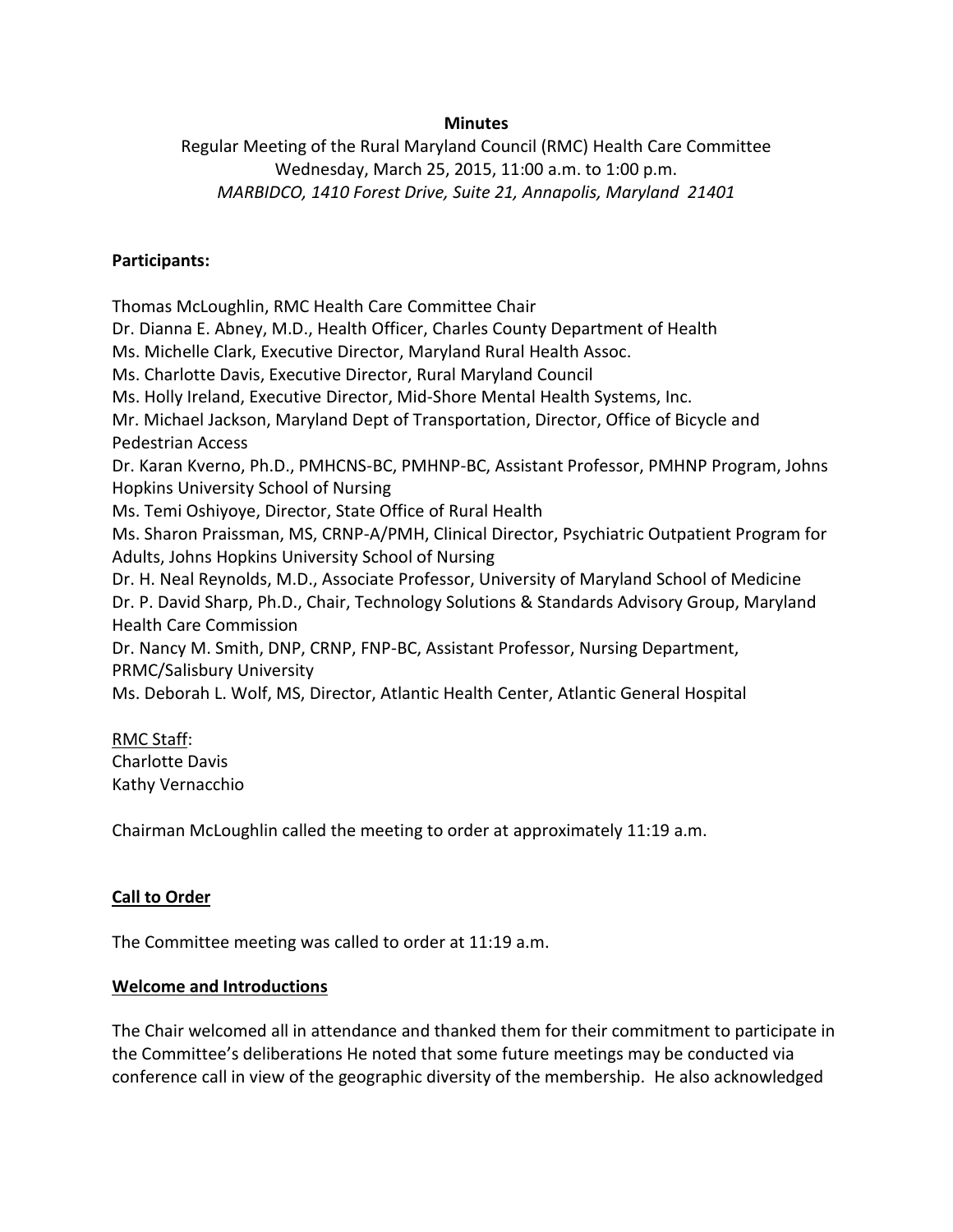**Minutes**

Regular Meeting of the Rural Maryland Council (RMC) Health Care Committee
Wednesday, March 25, 2015, 11:00 a.m. to 1:00 p.m.
*MARBIDCO, 1410 Forest Drive, Suite 21, Annapolis, Maryland 21401*

**Participants:**

Thomas McLoughlin, RMC Health Care Committee Chair
Dr. Dianna E. Abney, M.D., Health Officer, Charles County Department of Health
Ms. Michelle Clark, Executive Director, Maryland Rural Health Assoc.
Ms. Charlotte Davis, Executive Director, Rural Maryland Council
Ms. Holly Ireland, Executive Director, Mid-Shore Mental Health Systems, Inc.
Mr. Michael Jackson, Maryland Dept of Transportation, Director, Office of Bicycle and Pedestrian Access
Dr. Karan Kverno, Ph.D., PMHCNS-BC, PMHNP-BC, Assistant Professor, PMHNP Program, Johns Hopkins University School of Nursing
Ms. Temi Oshiyoye, Director, State Office of Rural Health
Ms. Sharon Praissman, MS, CRNP-A/PMH, Clinical Director, Psychiatric Outpatient Program for Adults, Johns Hopkins University School of Nursing
Dr. H. Neal Reynolds, M.D., Associate Professor, University of Maryland School of Medicine
Dr. P. David Sharp, Ph.D., Chair, Technology Solutions & Standards Advisory Group, Maryland Health Care Commission
Dr. Nancy M. Smith, DNP, CRNP, FNP-BC, Assistant Professor, Nursing Department, PRMC/Salisbury University
Ms. Deborah L. Wolf, MS, Director, Atlantic Health Center, Atlantic General Hospital

<u>RMC Staff</u>:
Charlotte Davis
Kathy Vernacchio

Chairman McLoughlin called the meeting to order at approximately 11:19 a.m.

**<u>Call to Order</u>**

The Committee meeting was called to order at 11:19 a.m.

**<u>Welcome and Introductions</u>**

The Chair welcomed all in attendance and thanked them for their commitment to participate in the Committee's deliberations He noted that some future meetings may be conducted via conference call in view of the geographic diversity of the membership. He also acknowledged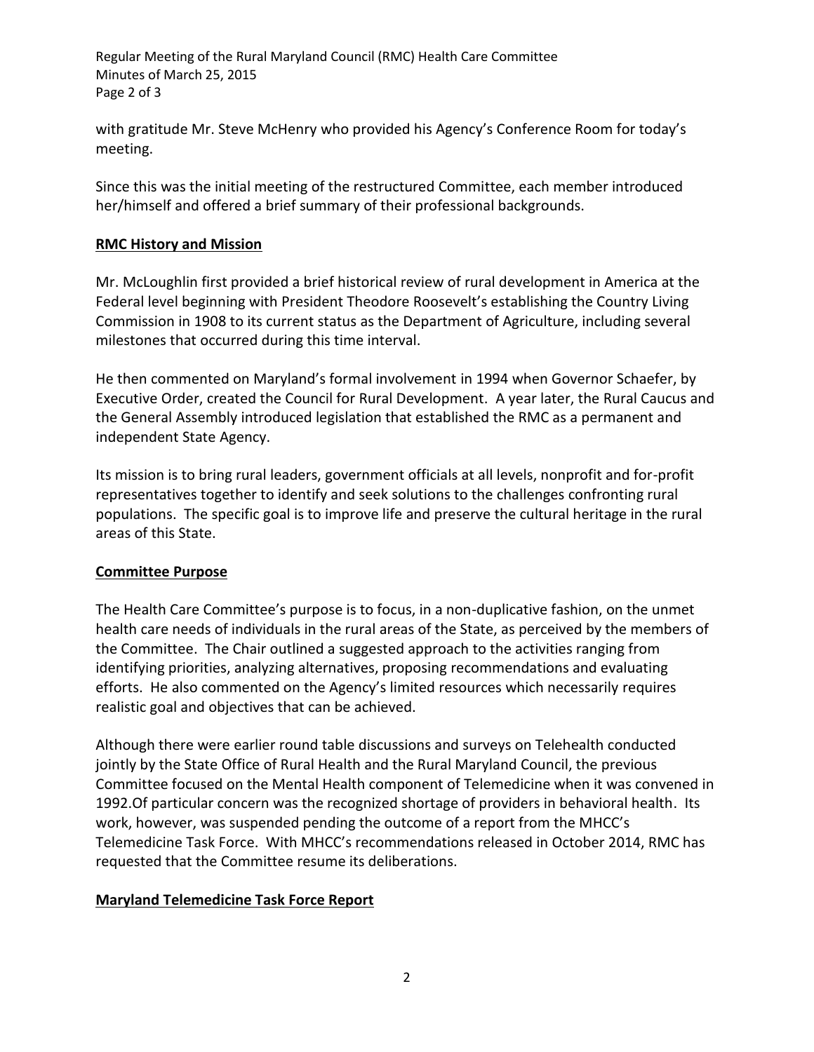with gratitude Mr. Steve McHenry who provided his Agency's Conference Room for today's meeting.

Since this was the initial meeting of the restructured Committee, each member introduced her/himself and offered a brief summary of their professional backgrounds.

**RMC History and Mission**

Mr. McLoughlin first provided a brief historical review of rural development in America at the Federal level beginning with President Theodore Roosevelt's establishing the Country Living Commission in 1908 to its current status as the Department of Agriculture, including several milestones that occurred during this time interval.

He then commented on Maryland's formal involvement in 1994 when Governor Schaefer, by Executive Order, created the Council for Rural Development. A year later, the Rural Caucus and the General Assembly introduced legislation that established the RMC as a permanent and independent State Agency.

Its mission is to bring rural leaders, government officials at all levels, nonprofit and for-profit representatives together to identify and seek solutions to the challenges confronting rural populations. The specific goal is to improve life and preserve the cultural heritage in the rural areas of this State.

**Committee Purpose**

The Health Care Committee's purpose is to focus, in a non-duplicative fashion, on the unmet health care needs of individuals in the rural areas of the State, as perceived by the members of the Committee. The Chair outlined a suggested approach to the activities ranging from identifying priorities, analyzing alternatives, proposing recommendations and evaluating efforts. He also commented on the Agency's limited resources which necessarily requires realistic goal and objectives that can be achieved.

Although there were earlier round table discussions and surveys on Telehealth conducted jointly by the State Office of Rural Health and the Rural Maryland Council, the previous Committee focused on the Mental Health component of Telemedicine when it was convened in 1992.Of particular concern was the recognized shortage of providers in behavioral health. Its work, however, was suspended pending the outcome of a report from the MHCC's Telemedicine Task Force. With MHCC's recommendations released in October 2014, RMC has requested that the Committee resume its deliberations.

**Maryland Telemedicine Task Force Report**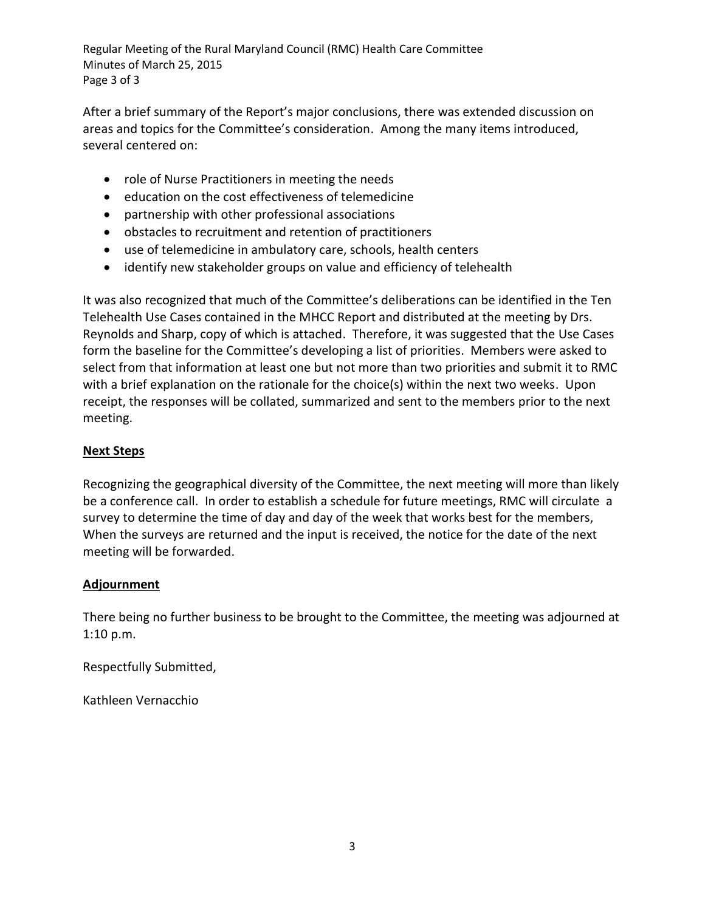After a brief summary of the Report's major conclusions, there was extended discussion on areas and topics for the Committee's consideration. Among the many items introduced, several centered on:

- role of Nurse Practitioners in meeting the needs
- education on the cost effectiveness of telemedicine
- partnership with other professional associations
- obstacles to recruitment and retention of practitioners
- use of telemedicine in ambulatory care, schools, health centers
- identify new stakeholder groups on value and efficiency of telehealth

It was also recognized that much of the Committee's deliberations can be identified in the Ten Telehealth Use Cases contained in the MHCC Report and distributed at the meeting by Drs. Reynolds and Sharp, copy of which is attached. Therefore, it was suggested that the Use Cases form the baseline for the Committee's developing a list of priorities. Members were asked to select from that information at least one but not more than two priorities and submit it to RMC with a brief explanation on the rationale for the choice(s) within the next two weeks. Upon receipt, the responses will be collated, summarized and sent to the members prior to the next meeting.

**Next Steps**

Recognizing the geographical diversity of the Committee, the next meeting will more than likely be a conference call. In order to establish a schedule for future meetings, RMC will circulate a survey to determine the time of day and day of the week that works best for the members, When the surveys are returned and the input is received, the notice for the date of the next meeting will be forwarded.

**Adjournment**

There being no further business to be brought to the Committee, the meeting was adjourned at 1:10 p.m.

Respectfully Submitted,

Kathleen Vernacchio